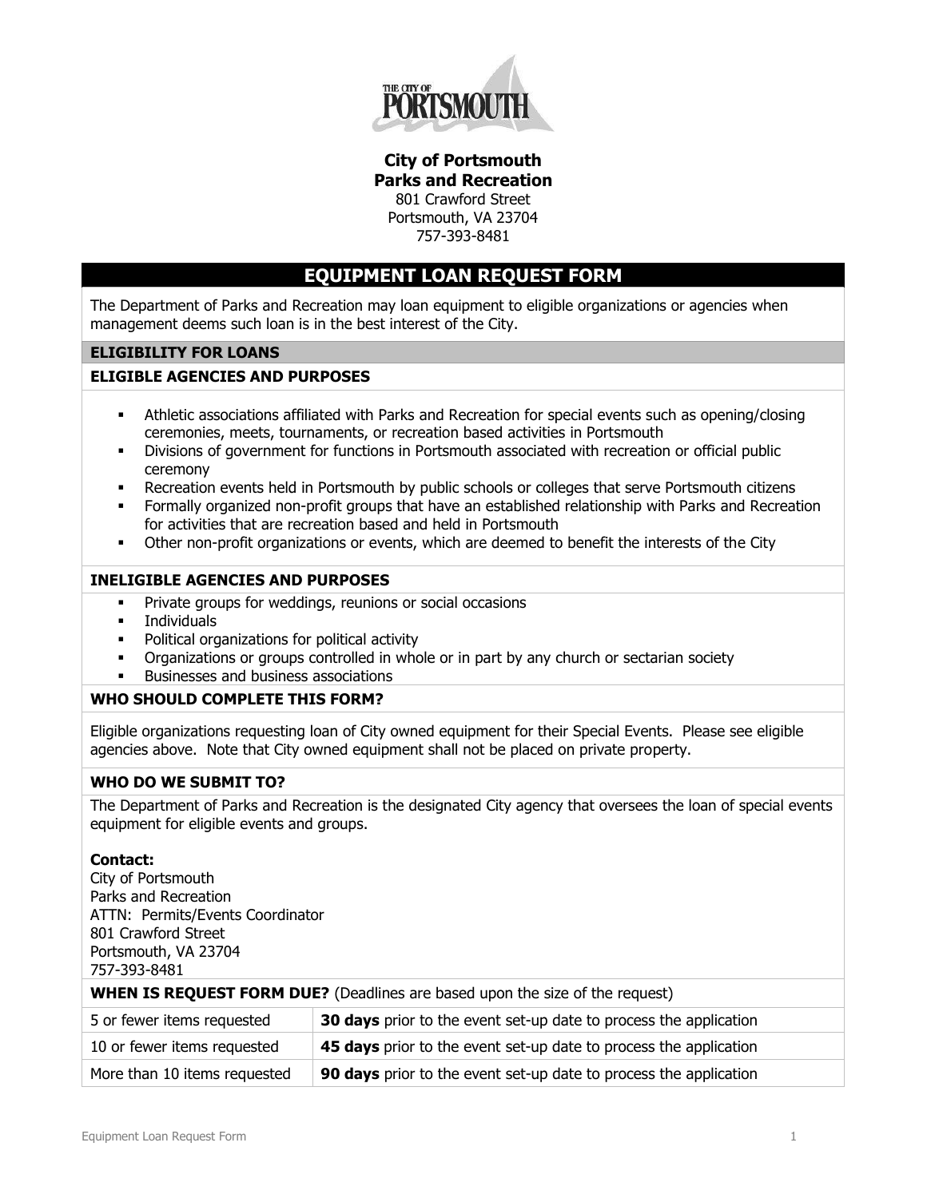**City of Portsmouth**
**Parks and Recreation**
801 Crawford Street
Portsmouth, VA 23704
757-393-8481

# EQUIPMENT LOAN REQUEST FORM

The Department of Parks and Recreation may loan equipment to eligible organizations or agencies when management deems such loan is in the best interest of the City.

## ELIGIBILITY FOR LOANS

### ELIGIBLE AGENCIES AND PURPOSES

- Athletic associations affiliated with Parks and Recreation for special events such as opening/closing ceremonies, meets, tournaments, or recreation based activities in Portsmouth
- Divisions of government for functions in Portsmouth associated with recreation or official public ceremony
- Recreation events held in Portsmouth by public schools or colleges that serve Portsmouth citizens
- Formally organized non-profit groups that have an established relationship with Parks and Recreation for activities that are recreation based and held in Portsmouth
- Other non-profit organizations or events, which are deemed to benefit the interests of the City

### INELIGIBLE AGENCIES AND PURPOSES

- Private groups for weddings, reunions or social occasions
- Individuals
- Political organizations for political activity
- Organizations or groups controlled in whole or in part by any church or sectarian society
- Businesses and business associations

### WHO SHOULD COMPLETE THIS FORM?

Eligible organizations requesting loan of City owned equipment for their Special Events. Please see eligible agencies above. Note that City owned equipment shall not be placed on private property.

### WHO DO WE SUBMIT TO?

The Department of Parks and Recreation is the designated City agency that oversees the loan of special events equipment for eligible events and groups.

**Contact:**
City of Portsmouth
Parks and Recreation
ATTN: Permits/Events Coordinator
801 Crawford Street
Portsmouth, VA 23704
757-393-8481

### WHEN IS REQUEST FORM DUE? (Deadlines are based upon the size of the request)

| Items Requested | Deadline |
|---|---|
| 5 or fewer items requested | **30 days** prior to the event set-up date to process the application |
| 10 or fewer items requested | **45 days** prior to the event set-up date to process the application |
| More than 10 items requested | **90 days** prior to the event set-up date to process the application |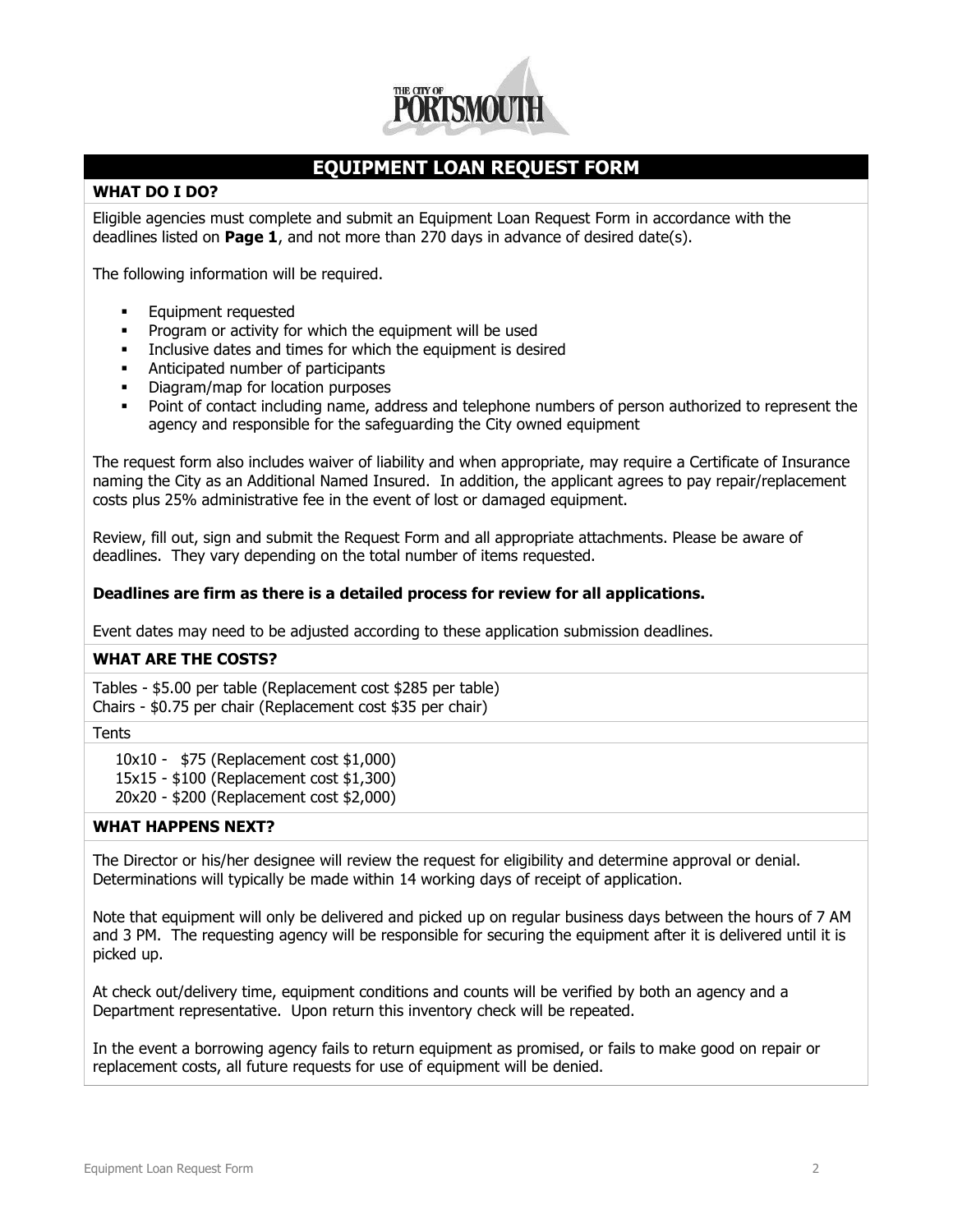# EQUIPMENT LOAN REQUEST FORM

## WHAT DO I DO?

Eligible agencies must complete and submit an Equipment Loan Request Form in accordance with the deadlines listed on **Page 1**, and not more than 270 days in advance of desired date(s).

The following information will be required.

- Equipment requested
- Program or activity for which the equipment will be used
- Inclusive dates and times for which the equipment is desired
- Anticipated number of participants
- Diagram/map for location purposes
- Point of contact including name, address and telephone numbers of person authorized to represent the agency and responsible for the safeguarding the City owned equipment

The request form also includes waiver of liability and when appropriate, may require a Certificate of Insurance naming the City as an Additional Named Insured. In addition, the applicant agrees to pay repair/replacement costs plus 25% administrative fee in the event of lost or damaged equipment.

Review, fill out, sign and submit the Request Form and all appropriate attachments. Please be aware of deadlines. They vary depending on the total number of items requested.

**Deadlines are firm as there is a detailed process for review for all applications.**

Event dates may need to be adjusted according to these application submission deadlines.

## WHAT ARE THE COSTS?

Tables - $5.00 per table (Replacement cost $285 per table)
Chairs - $0.75 per chair (Replacement cost $35 per chair)

Tents

10x10 - $75 (Replacement cost $1,000)
15x15 - $100 (Replacement cost $1,300)
20x20 - $200 (Replacement cost $2,000)

## WHAT HAPPENS NEXT?

The Director or his/her designee will review the request for eligibility and determine approval or denial. Determinations will typically be made within 14 working days of receipt of application.

Note that equipment will only be delivered and picked up on regular business days between the hours of 7 AM and 3 PM. The requesting agency will be responsible for securing the equipment after it is delivered until it is picked up.

At check out/delivery time, equipment conditions and counts will be verified by both an agency and a Department representative. Upon return this inventory check will be repeated.

In the event a borrowing agency fails to return equipment as promised, or fails to make good on repair or replacement costs, all future requests for use of equipment will be denied.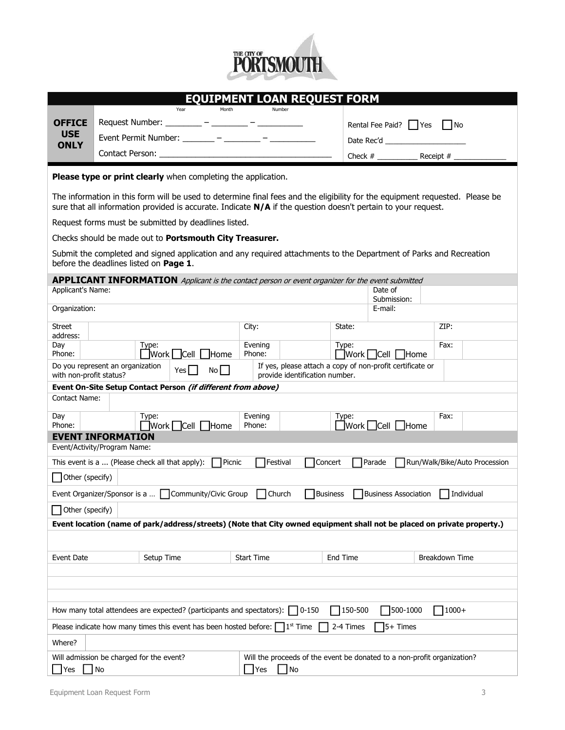THE CITY OF PORTSMOUTH

# EQUIPMENT LOAN REQUEST FORM

| OFFICE USE ONLY | | |
|---|---|---|
| | Request Number: ________ – ________ – __________ (Year, Month, Number) | Rental Fee Paid? ☐ Yes ☐ No |
| | Event Permit Number: ________ – ________ – __________ | Date Rec'd ____________________ |
| | Contact Person: ________________________________________ | Check # __________ Receipt # _____________ |

**Please type or print clearly** when completing the application.

The information in this form will be used to determine final fees and the eligibility for the equipment requested. Please be sure that all information provided is accurate. Indicate **N/A** if the question doesn't pertain to your request.

Request forms must be submitted by deadlines listed.

Checks should be made out to **Portsmouth City Treasurer.**

Submit the completed and signed application and any required attachments to the Department of Parks and Recreation before the deadlines listed on **Page 1**.

## APPLICANT INFORMATION *Applicant is the contact person or event organizer for the event submitted*

| | | | | | |
|---|---|---|---|---|---|
| Applicant's Name: | | | | Date of Submission: | |
| Organization: | | | | E-mail: | |
| Street address: | | City: | | State: | ZIP: |
| Day Phone: | Type: ☐Work ☐Cell ☐Home | Evening Phone: | | Type: ☐Work ☐Cell ☐Home | Fax: |
| Do you represent an organization with non-profit status? | Yes ☐ No ☐ | If yes, please attach a copy of non-profit certificate or provide identification number. | | | |

**Event On-Site Setup Contact Person *(if different from above)***

| | | | | | |
|---|---|---|---|---|---|
| Contact Name: | | | | | |
| Day Phone: | Type: ☐Work ☐Cell ☐Home | Evening Phone: | | Type: ☐Work ☐Cell ☐Home | Fax: |

## EVENT INFORMATION

Event/Activity/Program Name:

This event is a ... (Please check all that apply): ☐ Picnic ☐ Festival ☐ Concert ☐ Parade ☐ Run/Walk/Bike/Auto Procession

☐ Other (specify)

Event Organizer/Sponsor is a ... ☐ Community/Civic Group ☐ Church ☐ Business ☐ Business Association ☐ Individual

☐ Other (specify)

**Event location (name of park/address/streets) (Note that City owned equipment shall not be placed on private property.)**

| Event Date | Setup Time | Start Time | End Time | Breakdown Time |
|---|---|---|---|---|
| | | | | |
| | | | | |
| | | | | |

How many total attendees are expected? (participants and spectators): ☐ 0-150 ☐ 150-500 ☐ 500-1000 ☐ 1000+

Please indicate how many times this event has been hosted before: ☐ 1st Time ☐ 2-4 Times ☐ 5+ Times

Where?

| Will admission be charged for the event? | Will the proceeds of the event be donated to a non-profit organization? |
|---|---|
| ☐ Yes ☐ No | ☐ Yes ☐ No |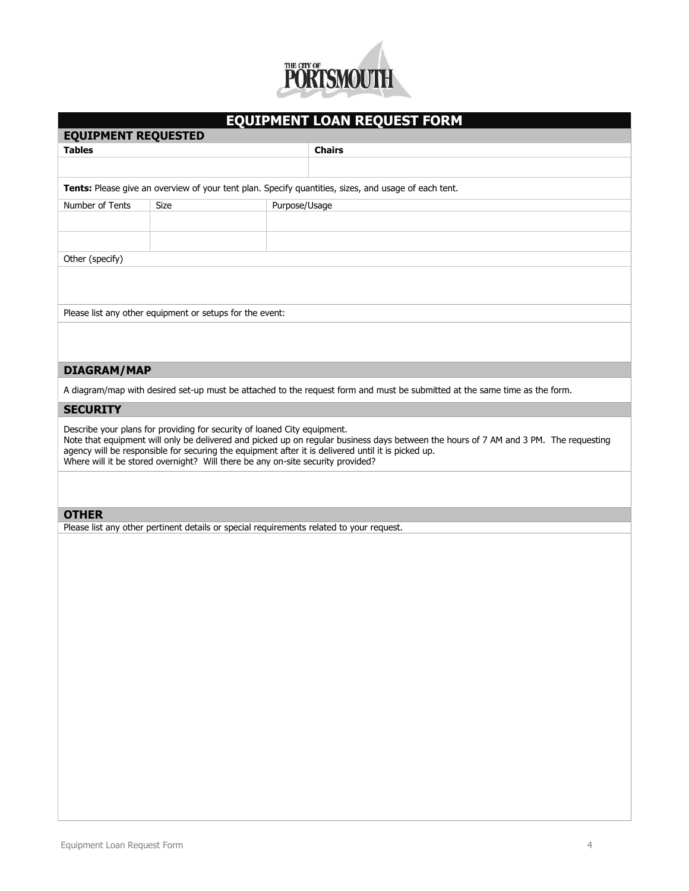# EQUIPMENT LOAN REQUEST FORM

## EQUIPMENT REQUESTED

| **Tables** | **Chairs** |
|---|---|
| | |

**Tents:** Please give an overview of your tent plan. Specify quantities, sizes, and usage of each tent.

| Number of Tents | Size | Purpose/Usage |
|---|---|---|
| | | |
| | | |

Other (specify)

Please list any other equipment or setups for the event:

## DIAGRAM/MAP

A diagram/map with desired set-up must be attached to the request form and must be submitted at the same time as the form.

## SECURITY

Describe your plans for providing for security of loaned City equipment.
Note that equipment will only be delivered and picked up on regular business days between the hours of 7 AM and 3 PM. The requesting agency will be responsible for securing the equipment after it is delivered until it is picked up.
Where will it be stored overnight? Will there be any on-site security provided?

## OTHER

Please list any other pertinent details or special requirements related to your request.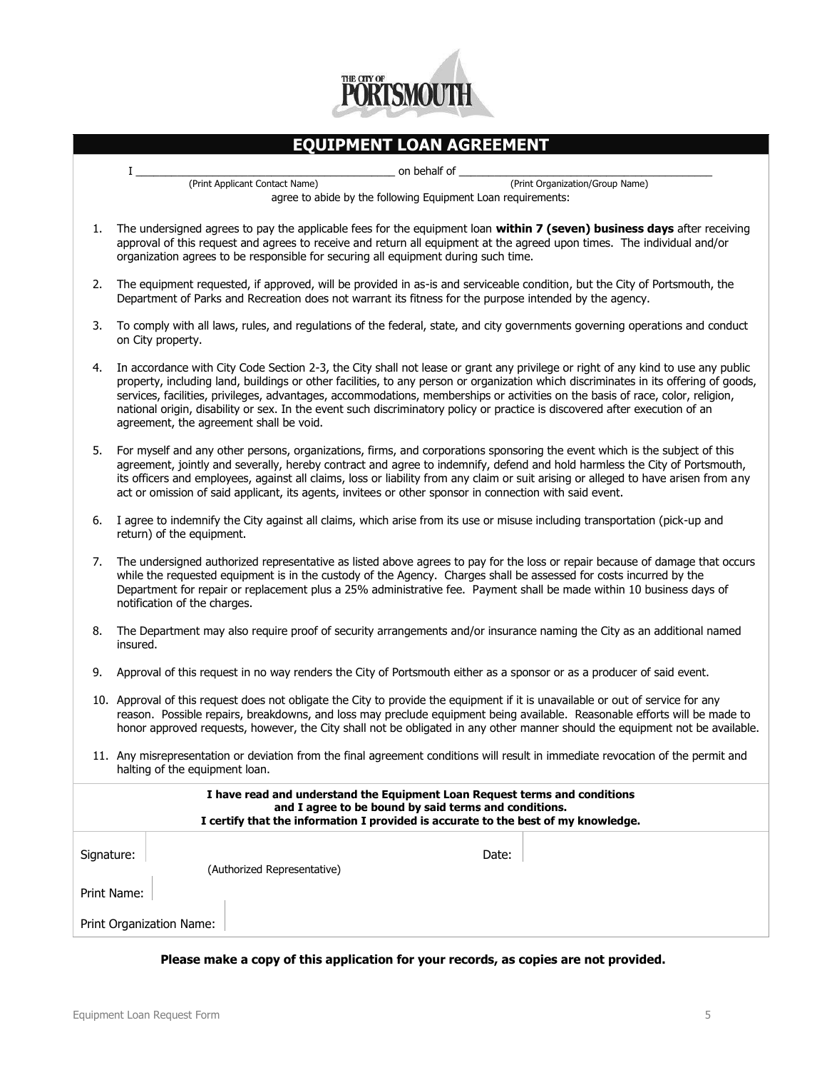THE CITY OF PORTSMOUTH

## EQUIPMENT LOAN AGREEMENT

I ___________________________________________ on behalf of ___________________________________________
(Print Applicant Contact Name) (Print Organization/Group Name)

agree to abide by the following Equipment Loan requirements:

1. The undersigned agrees to pay the applicable fees for the equipment loan **within 7 (seven) business days** after receiving approval of this request and agrees to receive and return all equipment at the agreed upon times. The individual and/or organization agrees to be responsible for securing all equipment during such time.

2. The equipment requested, if approved, will be provided in as-is and serviceable condition, but the City of Portsmouth, the Department of Parks and Recreation does not warrant its fitness for the purpose intended by the agency.

3. To comply with all laws, rules, and regulations of the federal, state, and city governments governing operations and conduct on City property.

4. In accordance with City Code Section 2-3, the City shall not lease or grant any privilege or right of any kind to use any public property, including land, buildings or other facilities, to any person or organization which discriminates in its offering of goods, services, facilities, privileges, advantages, accommodations, memberships or activities on the basis of race, color, religion, national origin, disability or sex. In the event such discriminatory policy or practice is discovered after execution of an agreement, the agreement shall be void.

5. For myself and any other persons, organizations, firms, and corporations sponsoring the event which is the subject of this agreement, jointly and severally, hereby contract and agree to indemnify, defend and hold harmless the City of Portsmouth, its officers and employees, against all claims, loss or liability from any claim or suit arising or alleged to have arisen from any act or omission of said applicant, its agents, invitees or other sponsor in connection with said event.

6. I agree to indemnify the City against all claims, which arise from its use or misuse including transportation (pick-up and return) of the equipment.

7. The undersigned authorized representative as listed above agrees to pay for the loss or repair because of damage that occurs while the requested equipment is in the custody of the Agency. Charges shall be assessed for costs incurred by the Department for repair or replacement plus a 25% administrative fee. Payment shall be made within 10 business days of notification of the charges.

8. The Department may also require proof of security arrangements and/or insurance naming the City as an additional named insured.

9. Approval of this request in no way renders the City of Portsmouth either as a sponsor or as a producer of said event.

10. Approval of this request does not obligate the City to provide the equipment if it is unavailable or out of service for any reason. Possible repairs, breakdowns, and loss may preclude equipment being available. Reasonable efforts will be made to honor approved requests, however, the City shall not be obligated in any other manner should the equipment not be available.

11. Any misrepresentation or deviation from the final agreement conditions will result in immediate revocation of the permit and halting of the equipment loan.

**I have read and understand the Equipment Loan Request terms and conditions and I agree to be bound by said terms and conditions. I certify that the information I provided is accurate to the best of my knowledge.**

| | | | |
|---|---|---|---|
| Signature: | (Authorized Representative) | Date: | |
| Print Name: | | | |
| Print Organization Name: | | | |

**Please make a copy of this application for your records, as copies are not provided.**